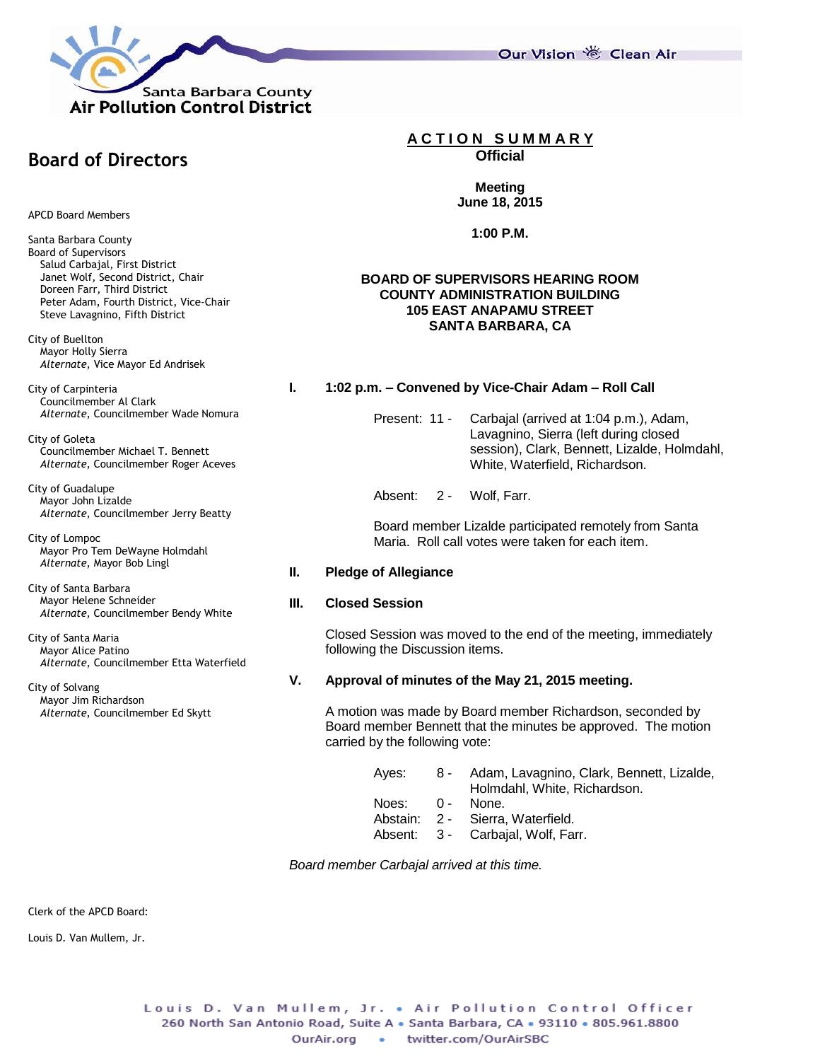Santa Barbara County
Air Pollution Control District

Our Vision Clean Air

## Board of Directors

APCD Board Members

Santa Barbara County
Board of Supervisors
- Salud Carbajal, First District
- Janet Wolf, Second District, Chair
- Doreen Farr, Third District
- Peter Adam, Fourth District, Vice-Chair
- Steve Lavagnino, Fifth District

City of Buellton
- Mayor Holly Sierra
- *Alternate*, Vice Mayor Ed Andrisek

City of Carpinteria
- Councilmember Al Clark
- *Alternate*, Councilmember Wade Nomura

City of Goleta
- Councilmember Michael T. Bennett
- *Alternate*, Councilmember Roger Aceves

City of Guadalupe
- Mayor John Lizalde
- *Alternate*, Councilmember Jerry Beatty

City of Lompoc
- Mayor Pro Tem DeWayne Holmdahl
- *Alternate*, Mayor Bob Lingl

City of Santa Barbara
- Mayor Helene Schneider
- *Alternate*, Councilmember Bendy White

City of Santa Maria
- Mayor Alice Patino
- *Alternate*, Councilmember Etta Waterfield

City of Solvang
- Mayor Jim Richardson
- *Alternate*, Councilmember Ed Skytt

Clerk of the APCD Board:

Louis D. Van Mullem, Jr.

# ACTION SUMMARY
**Official**

**Meeting**
**June 18, 2015**

**1:00 P.M.**

**BOARD OF SUPERVISORS HEARING ROOM**
**COUNTY ADMINISTRATION BUILDING**
**105 EAST ANAPAMU STREET**
**SANTA BARBARA, CA**

### I. 1:02 p.m. – Convened by Vice-Chair Adam – Roll Call

Present: 11 - Carbajal (arrived at 1:04 p.m.), Adam, Lavagnino, Sierra (left during closed session), Clark, Bennett, Lizalde, Holmdahl, White, Waterfield, Richardson.

Absent: 2 - Wolf, Farr.

Board member Lizalde participated remotely from Santa Maria. Roll call votes were taken for each item.

### II. Pledge of Allegiance

### III. Closed Session

Closed Session was moved to the end of the meeting, immediately following the Discussion items.

### V. Approval of minutes of the May 21, 2015 meeting.

A motion was made by Board member Richardson, seconded by Board member Bennett that the minutes be approved. The motion carried by the following vote:

Ayes: 8 - Adam, Lavagnino, Clark, Bennett, Lizalde, Holmdahl, White, Richardson.
Noes: 0 - None.
Abstain: 2 - Sierra, Waterfield.
Absent: 3 - Carbajal, Wolf, Farr.

*Board member Carbajal arrived at this time.*

Louis D. Van Mullem, Jr. • Air Pollution Control Officer
260 North San Antonio Road, Suite A • Santa Barbara, CA • 93110 • 805.961.8800
OurAir.org • twitter.com/OurAirSBC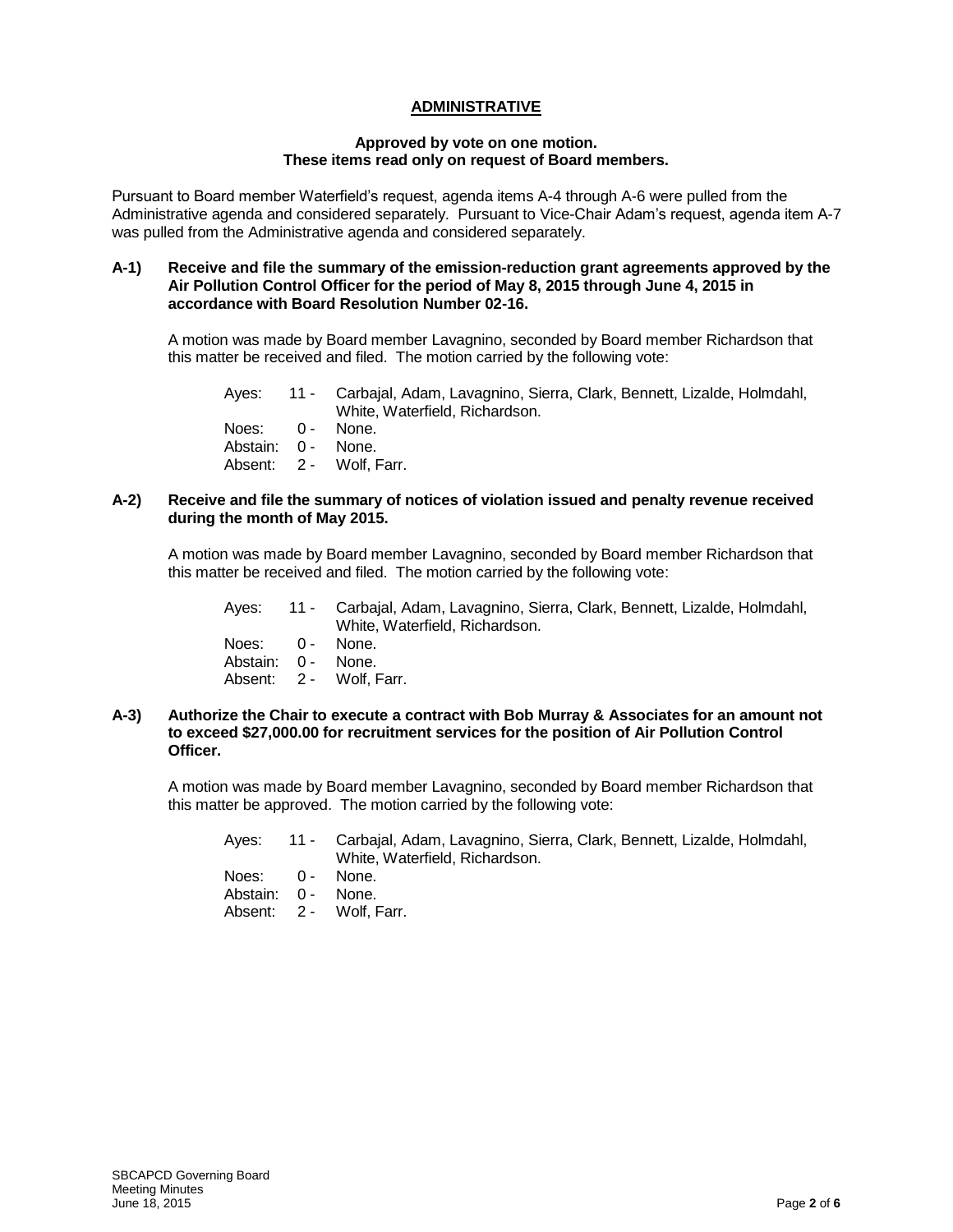## ADMINISTRATIVE

**Approved by vote on one motion.**
**These items read only on request of Board members.**

Pursuant to Board member Waterfield's request, agenda items A-4 through A-6 were pulled from the Administrative agenda and considered separately. Pursuant to Vice-Chair Adam's request, agenda item A-7 was pulled from the Administrative agenda and considered separately.

**A-1) Receive and file the summary of the emission-reduction grant agreements approved by the Air Pollution Control Officer for the period of May 8, 2015 through June 4, 2015 in accordance with Board Resolution Number 02-16.**

A motion was made by Board member Lavagnino, seconded by Board member Richardson that this matter be received and filed. The motion carried by the following vote:

Ayes: 11 - Carbajal, Adam, Lavagnino, Sierra, Clark, Bennett, Lizalde, Holmdahl, White, Waterfield, Richardson.
Noes: 0 - None.
Abstain: 0 - None.
Absent: 2 - Wolf, Farr.

**A-2) Receive and file the summary of notices of violation issued and penalty revenue received during the month of May 2015.**

A motion was made by Board member Lavagnino, seconded by Board member Richardson that this matter be received and filed. The motion carried by the following vote:

Ayes: 11 - Carbajal, Adam, Lavagnino, Sierra, Clark, Bennett, Lizalde, Holmdahl, White, Waterfield, Richardson.
Noes: 0 - None.
Abstain: 0 - None.
Absent: 2 - Wolf, Farr.

**A-3) Authorize the Chair to execute a contract with Bob Murray & Associates for an amount not to exceed $27,000.00 for recruitment services for the position of Air Pollution Control Officer.**

A motion was made by Board member Lavagnino, seconded by Board member Richardson that this matter be approved. The motion carried by the following vote:

Ayes: 11 - Carbajal, Adam, Lavagnino, Sierra, Clark, Bennett, Lizalde, Holmdahl, White, Waterfield, Richardson.
Noes: 0 - None.
Abstain: 0 - None.
Absent: 2 - Wolf, Farr.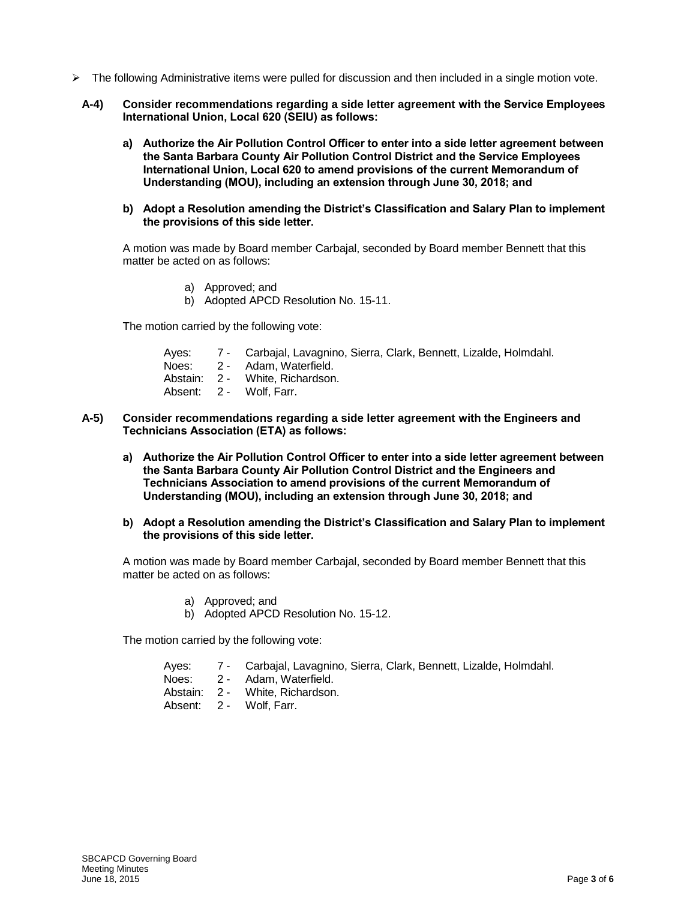- The following Administrative items were pulled for discussion and then included in a single motion vote.

**A-4) Consider recommendations regarding a side letter agreement with the Service Employees International Union, Local 620 (SEIU) as follows:**

**a) Authorize the Air Pollution Control Officer to enter into a side letter agreement between the Santa Barbara County Air Pollution Control District and the Service Employees International Union, Local 620 to amend provisions of the current Memorandum of Understanding (MOU), including an extension through June 30, 2018; and**

**b) Adopt a Resolution amending the District's Classification and Salary Plan to implement the provisions of this side letter.**

A motion was made by Board member Carbajal, seconded by Board member Bennett that this matter be acted on as follows:

a) Approved; and
b) Adopted APCD Resolution No. 15-11.

The motion carried by the following vote:

Ayes: 7 - Carbajal, Lavagnino, Sierra, Clark, Bennett, Lizalde, Holmdahl.
Noes: 2 - Adam, Waterfield.
Abstain: 2 - White, Richardson.
Absent: 2 - Wolf, Farr.

**A-5) Consider recommendations regarding a side letter agreement with the Engineers and Technicians Association (ETA) as follows:**

**a) Authorize the Air Pollution Control Officer to enter into a side letter agreement between the Santa Barbara County Air Pollution Control District and the Engineers and Technicians Association to amend provisions of the current Memorandum of Understanding (MOU), including an extension through June 30, 2018; and**

**b) Adopt a Resolution amending the District's Classification and Salary Plan to implement the provisions of this side letter.**

A motion was made by Board member Carbajal, seconded by Board member Bennett that this matter be acted on as follows:

a) Approved; and
b) Adopted APCD Resolution No. 15-12.

The motion carried by the following vote:

Ayes: 7 - Carbajal, Lavagnino, Sierra, Clark, Bennett, Lizalde, Holmdahl.
Noes: 2 - Adam, Waterfield.
Abstain: 2 - White, Richardson.
Absent: 2 - Wolf, Farr.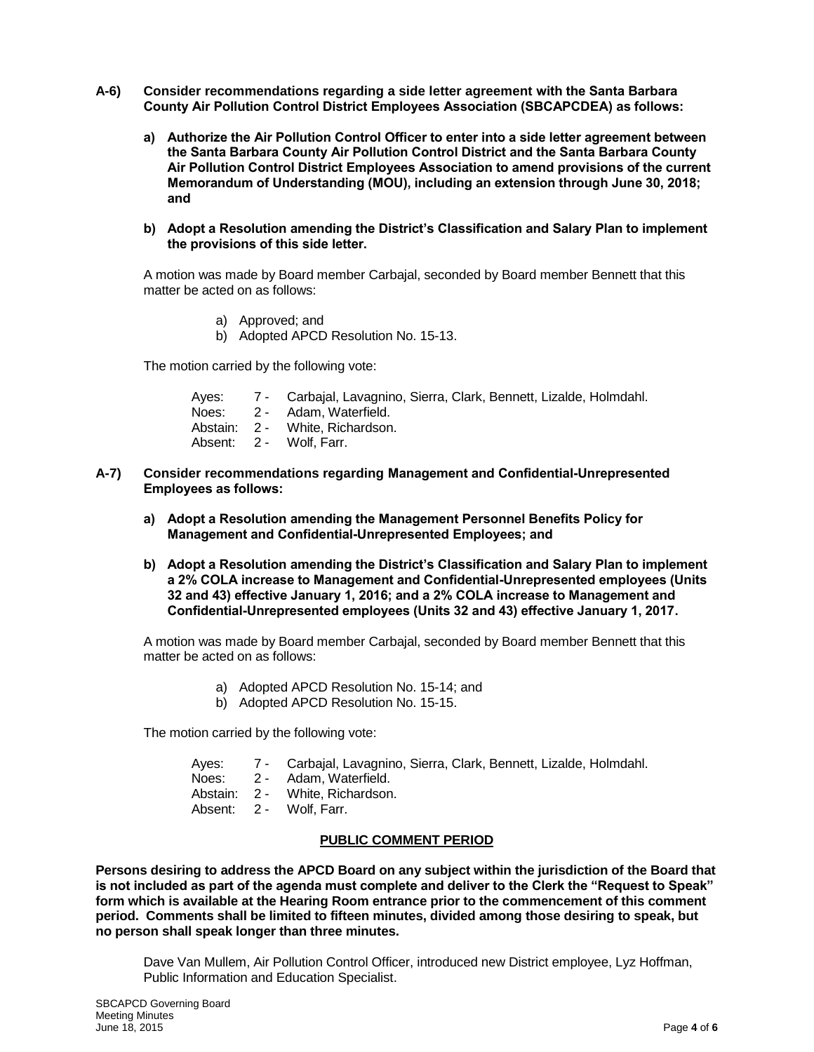**A-6) Consider recommendations regarding a side letter agreement with the Santa Barbara County Air Pollution Control District Employees Association (SBCAPCDEA) as follows:**

**a) Authorize the Air Pollution Control Officer to enter into a side letter agreement between the Santa Barbara County Air Pollution Control District and the Santa Barbara County Air Pollution Control District Employees Association to amend provisions of the current Memorandum of Understanding (MOU), including an extension through June 30, 2018; and**

**b) Adopt a Resolution amending the District's Classification and Salary Plan to implement the provisions of this side letter.**

A motion was made by Board member Carbajal, seconded by Board member Bennett that this matter be acted on as follows:

a) Approved; and
b) Adopted APCD Resolution No. 15-13.

The motion carried by the following vote:

Ayes: 7 - Carbajal, Lavagnino, Sierra, Clark, Bennett, Lizalde, Holmdahl.
Noes: 2 - Adam, Waterfield.
Abstain: 2 - White, Richardson.
Absent: 2 - Wolf, Farr.

**A-7) Consider recommendations regarding Management and Confidential-Unrepresented Employees as follows:**

**a) Adopt a Resolution amending the Management Personnel Benefits Policy for Management and Confidential-Unrepresented Employees; and**

**b) Adopt a Resolution amending the District's Classification and Salary Plan to implement a 2% COLA increase to Management and Confidential-Unrepresented employees (Units 32 and 43) effective January 1, 2016; and a 2% COLA increase to Management and Confidential-Unrepresented employees (Units 32 and 43) effective January 1, 2017.**

A motion was made by Board member Carbajal, seconded by Board member Bennett that this matter be acted on as follows:

a) Adopted APCD Resolution No. 15-14; and
b) Adopted APCD Resolution No. 15-15.

The motion carried by the following vote:

Ayes: 7 - Carbajal, Lavagnino, Sierra, Clark, Bennett, Lizalde, Holmdahl.
Noes: 2 - Adam, Waterfield.
Abstain: 2 - White, Richardson.
Absent: 2 - Wolf, Farr.

## PUBLIC COMMENT PERIOD

**Persons desiring to address the APCD Board on any subject within the jurisdiction of the Board that is not included as part of the agenda must complete and deliver to the Clerk the "Request to Speak" form which is available at the Hearing Room entrance prior to the commencement of this comment period. Comments shall be limited to fifteen minutes, divided among those desiring to speak, but no person shall speak longer than three minutes.**

Dave Van Mullem, Air Pollution Control Officer, introduced new District employee, Lyz Hoffman, Public Information and Education Specialist.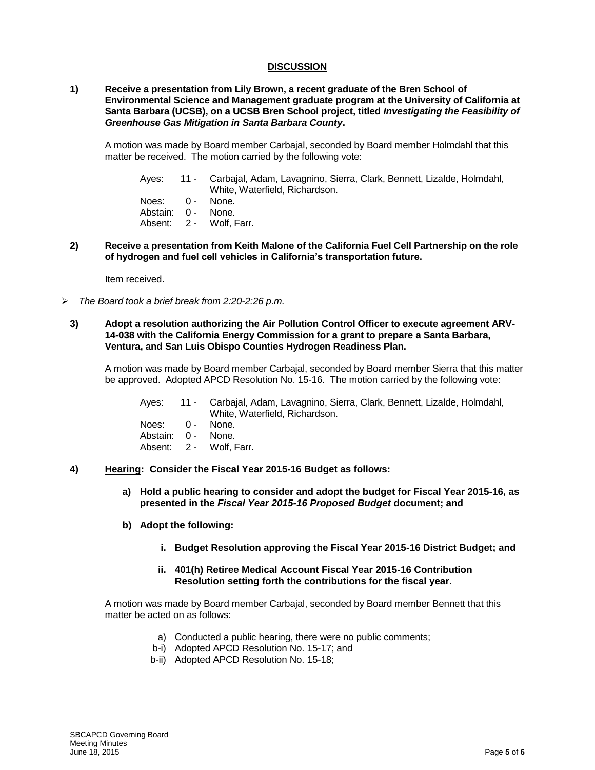## DISCUSSION

**1) Receive a presentation from Lily Brown, a recent graduate of the Bren School of Environmental Science and Management graduate program at the University of California at Santa Barbara (UCSB), on a UCSB Bren School project, titled *Investigating the Feasibility of Greenhouse Gas Mitigation in Santa Barbara County*.**

A motion was made by Board member Carbajal, seconded by Board member Holmdahl that this matter be received. The motion carried by the following vote:

Ayes: 11 - Carbajal, Adam, Lavagnino, Sierra, Clark, Bennett, Lizalde, Holmdahl, White, Waterfield, Richardson.
Noes: 0 - None.
Abstain: 0 - None.
Absent: 2 - Wolf, Farr.

**2) Receive a presentation from Keith Malone of the California Fuel Cell Partnership on the role of hydrogen and fuel cell vehicles in California's transportation future.**

Item received.

- *The Board took a brief break from 2:20-2:26 p.m.*

**3) Adopt a resolution authorizing the Air Pollution Control Officer to execute agreement ARV-14-038 with the California Energy Commission for a grant to prepare a Santa Barbara, Ventura, and San Luis Obispo Counties Hydrogen Readiness Plan.**

A motion was made by Board member Carbajal, seconded by Board member Sierra that this matter be approved. Adopted APCD Resolution No. 15-16. The motion carried by the following vote:

Ayes: 11 - Carbajal, Adam, Lavagnino, Sierra, Clark, Bennett, Lizalde, Holmdahl, White, Waterfield, Richardson.
Noes: 0 - None.
Abstain: 0 - None.
Absent: 2 - Wolf, Farr.

**4) <u>Hearing</u>: Consider the Fiscal Year 2015-16 Budget as follows:**

**a) Hold a public hearing to consider and adopt the budget for Fiscal Year 2015-16, as presented in the *Fiscal Year 2015-16 Proposed Budget* document; and**

**b) Adopt the following:**

**i. Budget Resolution approving the Fiscal Year 2015-16 District Budget; and**

**ii. 401(h) Retiree Medical Account Fiscal Year 2015-16 Contribution Resolution setting forth the contributions for the fiscal year.**

A motion was made by Board member Carbajal, seconded by Board member Bennett that this matter be acted on as follows:

a) Conducted a public hearing, there were no public comments;
b-i) Adopted APCD Resolution No. 15-17; and
b-ii) Adopted APCD Resolution No. 15-18;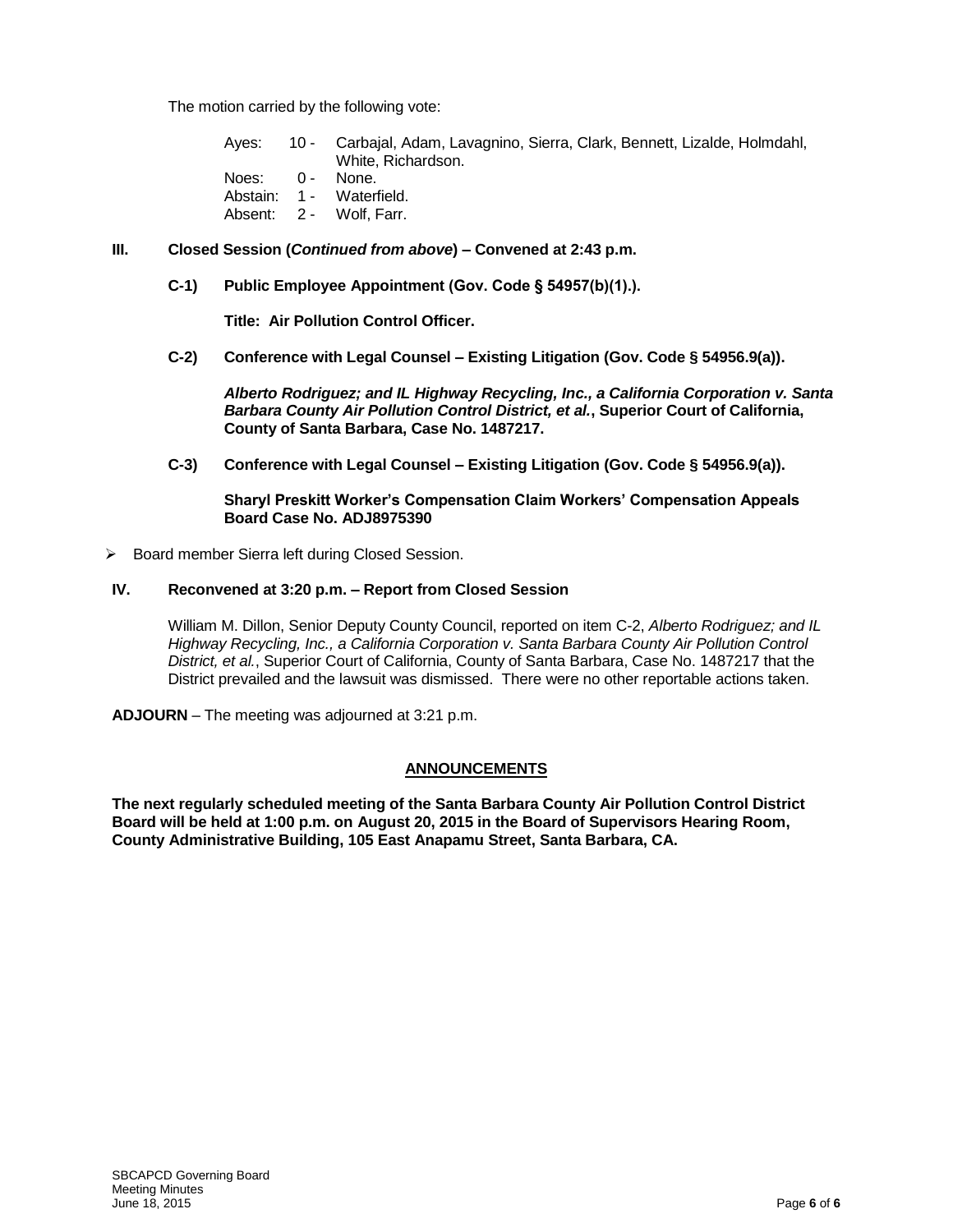The motion carried by the following vote:

Ayes: 10 - Carbajal, Adam, Lavagnino, Sierra, Clark, Bennett, Lizalde, Holmdahl, White, Richardson.
Noes: 0 - None.
Abstain: 1 - Waterfield.
Absent: 2 - Wolf, Farr.

**III. Closed Session (*Continued from above*) – Convened at 2:43 p.m.**

**C-1) Public Employee Appointment (Gov. Code § 54957(b)(1).).**

**Title: Air Pollution Control Officer.**

**C-2) Conference with Legal Counsel – Existing Litigation (Gov. Code § 54956.9(a)).**

***Alberto Rodriguez; and IL Highway Recycling, Inc., a California Corporation v. Santa Barbara County Air Pollution Control District, et al.*, Superior Court of California, County of Santa Barbara, Case No. 1487217.**

**C-3) Conference with Legal Counsel – Existing Litigation (Gov. Code § 54956.9(a)).**

**Sharyl Preskitt Worker's Compensation Claim Workers' Compensation Appeals Board Case No. ADJ8975390**

- Board member Sierra left during Closed Session.

**IV. Reconvened at 3:20 p.m. – Report from Closed Session**

William M. Dillon, Senior Deputy County Council, reported on item C-2, *Alberto Rodriguez; and IL Highway Recycling, Inc., a California Corporation v. Santa Barbara County Air Pollution Control District, et al.*, Superior Court of California, County of Santa Barbara, Case No. 1487217 that the District prevailed and the lawsuit was dismissed. There were no other reportable actions taken.

**ADJOURN** – The meeting was adjourned at 3:21 p.m.

## ANNOUNCEMENTS

**The next regularly scheduled meeting of the Santa Barbara County Air Pollution Control District Board will be held at 1:00 p.m. on August 20, 2015 in the Board of Supervisors Hearing Room, County Administrative Building, 105 East Anapamu Street, Santa Barbara, CA.**